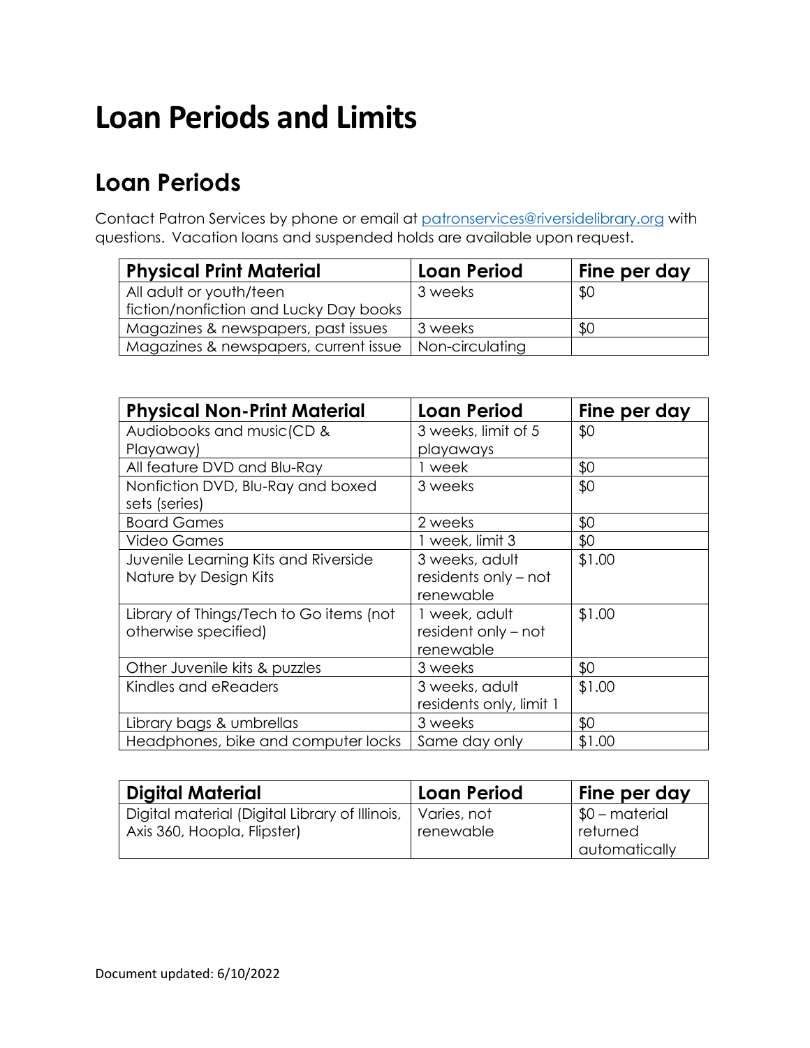# Loan Periods and Limits

## Loan Periods

Contact Patron Services by phone or email at patronservices@riversidelibrary.org with questions. Vacation loans and suspended holds are available upon request.

| Physical Print Material | Loan Period | Fine per day |
|---|---|---|
| All adult or youth/teen fiction/nonfiction and Lucky Day books | 3 weeks | $0 |
| Magazines & newspapers, past issues | 3 weeks | $0 |
| Magazines & newspapers, current issue | Non-circulating | |

| Physical Non-Print Material | Loan Period | Fine per day |
|---|---|---|
| Audiobooks and music(CD & Playaway) | 3 weeks, limit of 5 playaways | $0 |
| All feature DVD and Blu-Ray | 1 week | $0 |
| Nonfiction DVD, Blu-Ray and boxed sets (series) | 3 weeks | $0 |
| Board Games | 2 weeks | $0 |
| Video Games | 1 week, limit 3 | $0 |
| Juvenile Learning Kits and Riverside Nature by Design Kits | 3 weeks, adult residents only – not renewable | $1.00 |
| Library of Things/Tech to Go items (not otherwise specified) | 1 week, adult resident only – not renewable | $1.00 |
| Other Juvenile kits & puzzles | 3 weeks | $0 |
| Kindles and eReaders | 3 weeks, adult residents only, limit 1 | $1.00 |
| Library bags & umbrellas | 3 weeks | $0 |
| Headphones, bike and computer locks | Same day only | $1.00 |

| Digital Material | Loan Period | Fine per day |
|---|---|---|
| Digital material (Digital Library of Illinois, Axis 360, Hoopla, Flipster) | Varies, not renewable | $0 – material returned automatically |

Document updated: 6/10/2022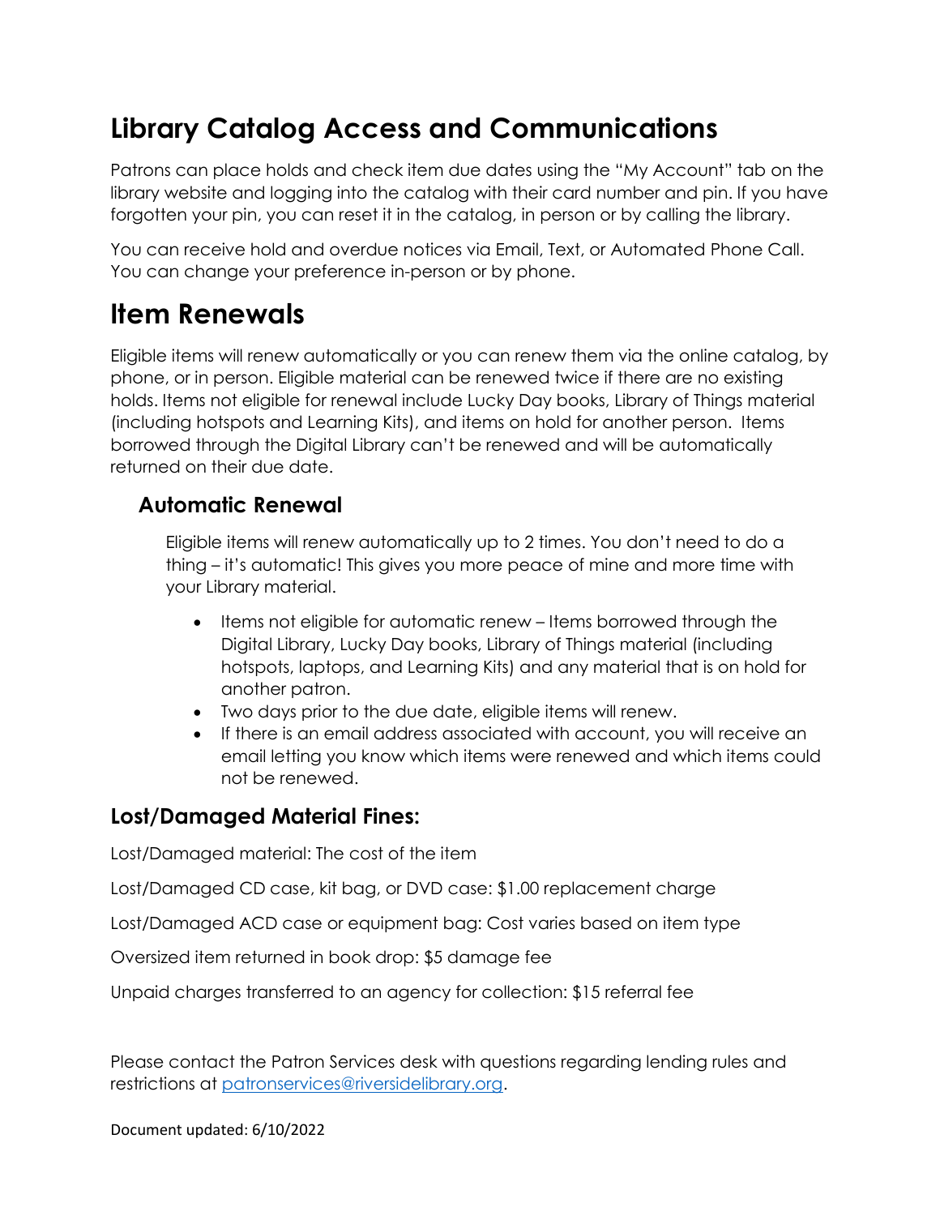# Library Catalog Access and Communications

Patrons can place holds and check item due dates using the "My Account" tab on the library website and logging into the catalog with their card number and pin. If you have forgotten your pin, you can reset it in the catalog, in person or by calling the library.

You can receive hold and overdue notices via Email, Text, or Automated Phone Call. You can change your preference in-person or by phone.

# Item Renewals

Eligible items will renew automatically or you can renew them via the online catalog, by phone, or in person. Eligible material can be renewed twice if there are no existing holds. Items not eligible for renewal include Lucky Day books, Library of Things material (including hotspots and Learning Kits), and items on hold for another person. Items borrowed through the Digital Library can't be renewed and will be automatically returned on their due date.

## Automatic Renewal

Eligible items will renew automatically up to 2 times. You don't need to do a thing – it's automatic! This gives you more peace of mine and more time with your Library material.

- Items not eligible for automatic renew – Items borrowed through the Digital Library, Lucky Day books, Library of Things material (including hotspots, laptops, and Learning Kits) and any material that is on hold for another patron.
- Two days prior to the due date, eligible items will renew.
- If there is an email address associated with account, you will receive an email letting you know which items were renewed and which items could not be renewed.

## Lost/Damaged Material Fines:

Lost/Damaged material: The cost of the item

Lost/Damaged CD case, kit bag, or DVD case: $1.00 replacement charge

Lost/Damaged ACD case or equipment bag: Cost varies based on item type

Oversized item returned in book drop: $5 damage fee

Unpaid charges transferred to an agency for collection: $15 referral fee

Please contact the Patron Services desk with questions regarding lending rules and restrictions at patronservices@riversidelibrary.org.

Document updated: 6/10/2022